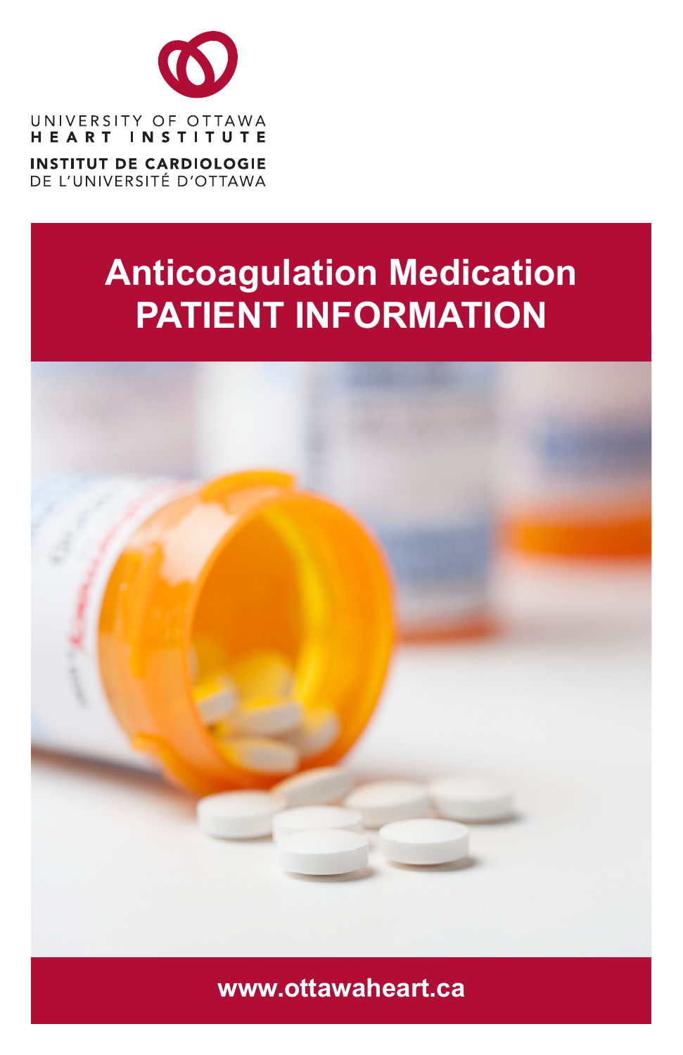UNIVERSITY OF OTTAWA
HEART INSTITUTE

INSTITUT DE CARDIOLOGIE
DE L'UNIVERSITÉ D'OTTAWA

# Anticoagulation Medication PATIENT INFORMATION

www.ottawaheart.ca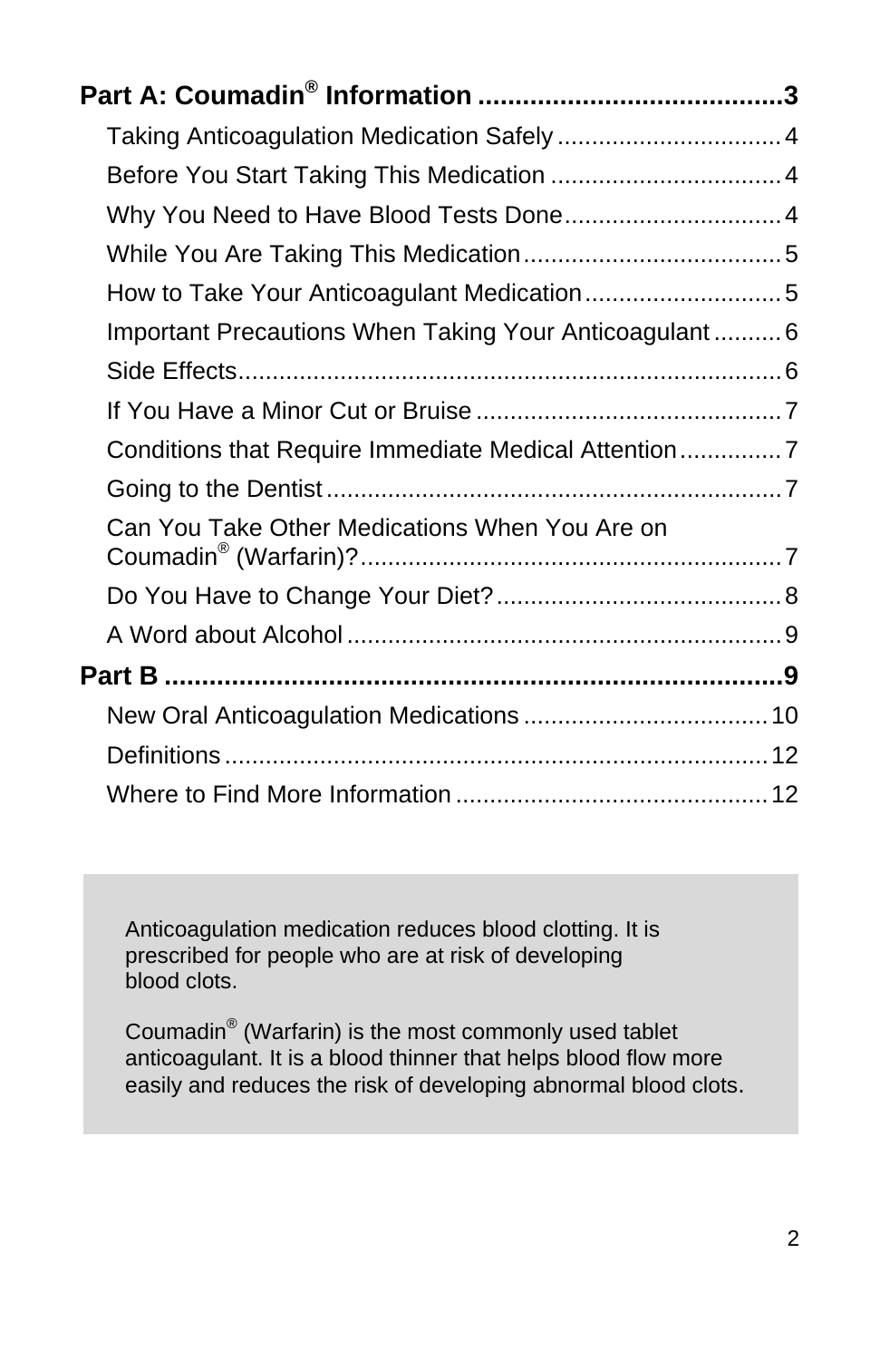**Part A: Coumadin® Information ........................................3**

- Taking Anticoagulation Medication Safely ................................. 4
- Before You Start Taking This Medication .................................. 4
- Why You Need to Have Blood Tests Done................................ 4
- While You Are Taking This Medication...................................... 5
- How to Take Your Anticoagulant Medication............................. 5
- Important Precautions When Taking Your Anticoagulant .......... 6
- Side Effects................................................................................ 6
- If You Have a Minor Cut or Bruise ............................................. 7
- Conditions that Require Immediate Medical Attention............... 7
- Going to the Dentist.................................................................... 7
- Can You Take Other Medications When You Are on Coumadin® (Warfarin)?............................................................... 7
- Do You Have to Change Your Diet?........................................... 8
- A Word about Alcohol ................................................................. 9

**Part B .....................................................................................9**

- New Oral Anticoagulation Medications .................................... 10
- Definitions ................................................................................. 12
- Where to Find More Information .............................................. 12

Anticoagulation medication reduces blood clotting. It is prescribed for people who are at risk of developing blood clots.

Coumadin® (Warfarin) is the most commonly used tablet anticoagulant. It is a blood thinner that helps blood flow more easily and reduces the risk of developing abnormal blood clots.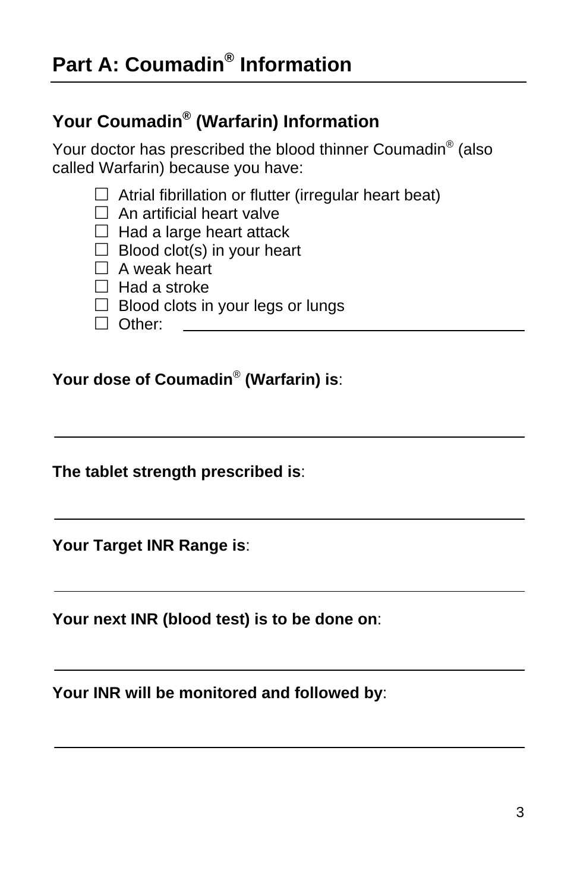# Part A: Coumadin® Information

## Your Coumadin® (Warfarin) Information

Your doctor has prescribed the blood thinner Coumadin® (also called Warfarin) because you have:

- ☐ Atrial fibrillation or flutter (irregular heart beat)
- ☐ An artificial heart valve
- ☐ Had a large heart attack
- ☐ Blood clot(s) in your heart
- ☐ A weak heart
- ☐ Had a stroke
- ☐ Blood clots in your legs or lungs
- ☐ Other: ____________________________________

**Your dose of Coumadin® (Warfarin) is**:

____________________________________________________

**The tablet strength prescribed is**:

____________________________________________________

**Your Target INR Range is**:

____________________________________________________

**Your next INR (blood test) is to be done on**:

____________________________________________________

**Your INR will be monitored and followed by**:

____________________________________________________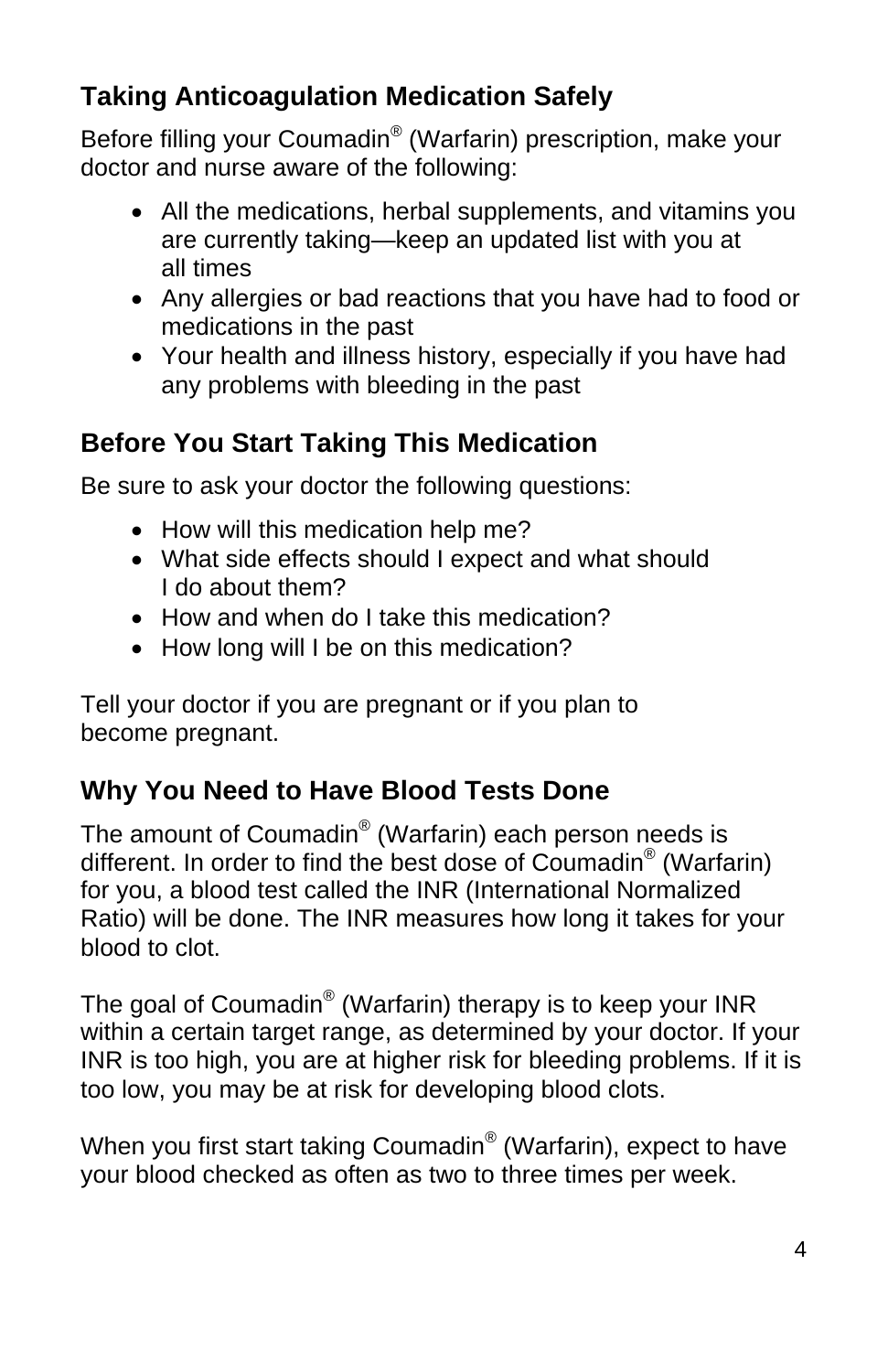## Taking Anticoagulation Medication Safely

Before filling your Coumadin® (Warfarin) prescription, make your doctor and nurse aware of the following:

- All the medications, herbal supplements, and vitamins you are currently taking—keep an updated list with you at all times
- Any allergies or bad reactions that you have had to food or medications in the past
- Your health and illness history, especially if you have had any problems with bleeding in the past

## Before You Start Taking This Medication

Be sure to ask your doctor the following questions:

- How will this medication help me?
- What side effects should I expect and what should I do about them?
- How and when do I take this medication?
- How long will I be on this medication?

Tell your doctor if you are pregnant or if you plan to become pregnant.

## Why You Need to Have Blood Tests Done

The amount of Coumadin® (Warfarin) each person needs is different. In order to find the best dose of Coumadin® (Warfarin) for you, a blood test called the INR (International Normalized Ratio) will be done. The INR measures how long it takes for your blood to clot.

The goal of Coumadin® (Warfarin) therapy is to keep your INR within a certain target range, as determined by your doctor. If your INR is too high, you are at higher risk for bleeding problems. If it is too low, you may be at risk for developing blood clots.

When you first start taking Coumadin® (Warfarin), expect to have your blood checked as often as two to three times per week.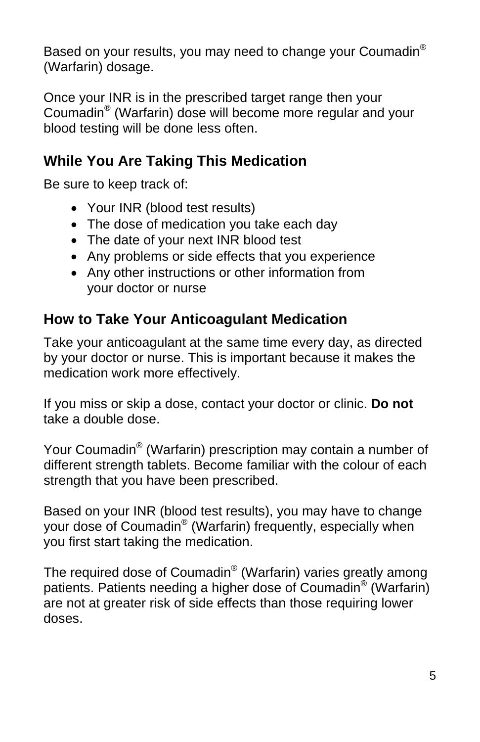Based on your results, you may need to change your Coumadin® (Warfarin) dosage.

Once your INR is in the prescribed target range then your Coumadin® (Warfarin) dose will become more regular and your blood testing will be done less often.

## While You Are Taking This Medication

Be sure to keep track of:

- Your INR (blood test results)
- The dose of medication you take each day
- The date of your next INR blood test
- Any problems or side effects that you experience
- Any other instructions or other information from your doctor or nurse

## How to Take Your Anticoagulant Medication

Take your anticoagulant at the same time every day, as directed by your doctor or nurse. This is important because it makes the medication work more effectively.

If you miss or skip a dose, contact your doctor or clinic. **Do not** take a double dose.

Your Coumadin® (Warfarin) prescription may contain a number of different strength tablets. Become familiar with the colour of each strength that you have been prescribed.

Based on your INR (blood test results), you may have to change your dose of Coumadin® (Warfarin) frequently, especially when you first start taking the medication.

The required dose of Coumadin® (Warfarin) varies greatly among patients. Patients needing a higher dose of Coumadin® (Warfarin) are not at greater risk of side effects than those requiring lower doses.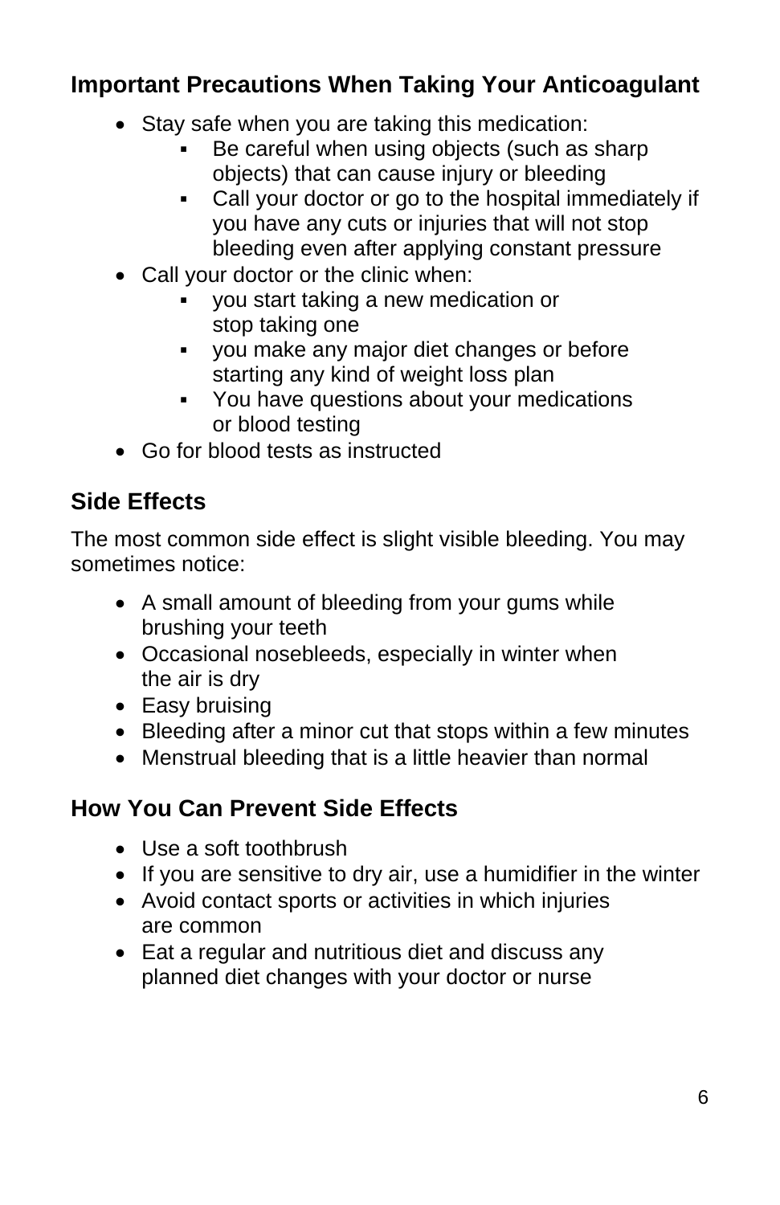## Important Precautions When Taking Your Anticoagulant

- Stay safe when you are taking this medication:
  - Be careful when using objects (such as sharp objects) that can cause injury or bleeding
  - Call your doctor or go to the hospital immediately if you have any cuts or injuries that will not stop bleeding even after applying constant pressure
- Call your doctor or the clinic when:
  - you start taking a new medication or stop taking one
  - you make any major diet changes or before starting any kind of weight loss plan
  - You have questions about your medications or blood testing
- Go for blood tests as instructed

## Side Effects

The most common side effect is slight visible bleeding. You may sometimes notice:

- A small amount of bleeding from your gums while brushing your teeth
- Occasional nosebleeds, especially in winter when the air is dry
- Easy bruising
- Bleeding after a minor cut that stops within a few minutes
- Menstrual bleeding that is a little heavier than normal

## How You Can Prevent Side Effects

- Use a soft toothbrush
- If you are sensitive to dry air, use a humidifier in the winter
- Avoid contact sports or activities in which injuries are common
- Eat a regular and nutritious diet and discuss any planned diet changes with your doctor or nurse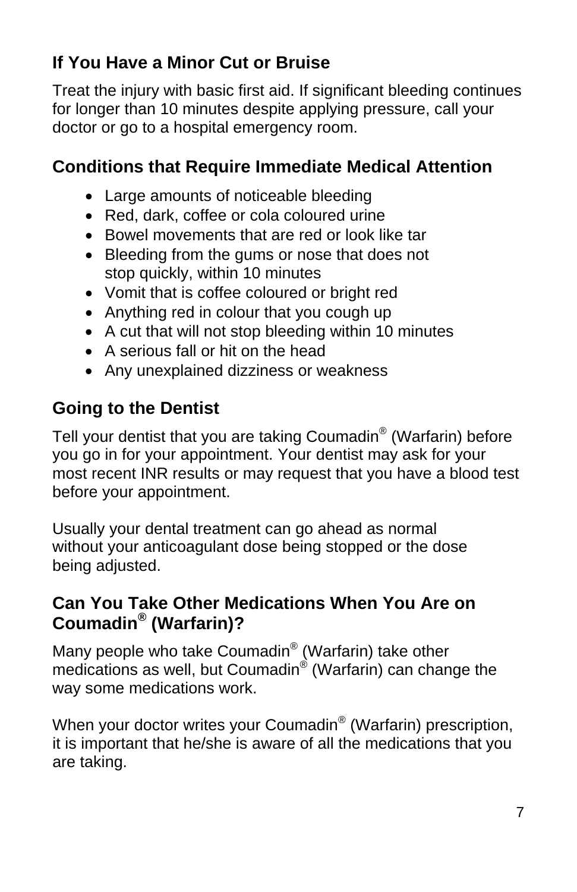## If You Have a Minor Cut or Bruise

Treat the injury with basic first aid. If significant bleeding continues for longer than 10 minutes despite applying pressure, call your doctor or go to a hospital emergency room.

## Conditions that Require Immediate Medical Attention

- Large amounts of noticeable bleeding
- Red, dark, coffee or cola coloured urine
- Bowel movements that are red or look like tar
- Bleeding from the gums or nose that does not stop quickly, within 10 minutes
- Vomit that is coffee coloured or bright red
- Anything red in colour that you cough up
- A cut that will not stop bleeding within 10 minutes
- A serious fall or hit on the head
- Any unexplained dizziness or weakness

## Going to the Dentist

Tell your dentist that you are taking Coumadin® (Warfarin) before you go in for your appointment. Your dentist may ask for your most recent INR results or may request that you have a blood test before your appointment.

Usually your dental treatment can go ahead as normal without your anticoagulant dose being stopped or the dose being adjusted.

## Can You Take Other Medications When You Are on Coumadin® (Warfarin)?

Many people who take Coumadin® (Warfarin) take other medications as well, but Coumadin® (Warfarin) can change the way some medications work.

When your doctor writes your Coumadin® (Warfarin) prescription, it is important that he/she is aware of all the medications that you are taking.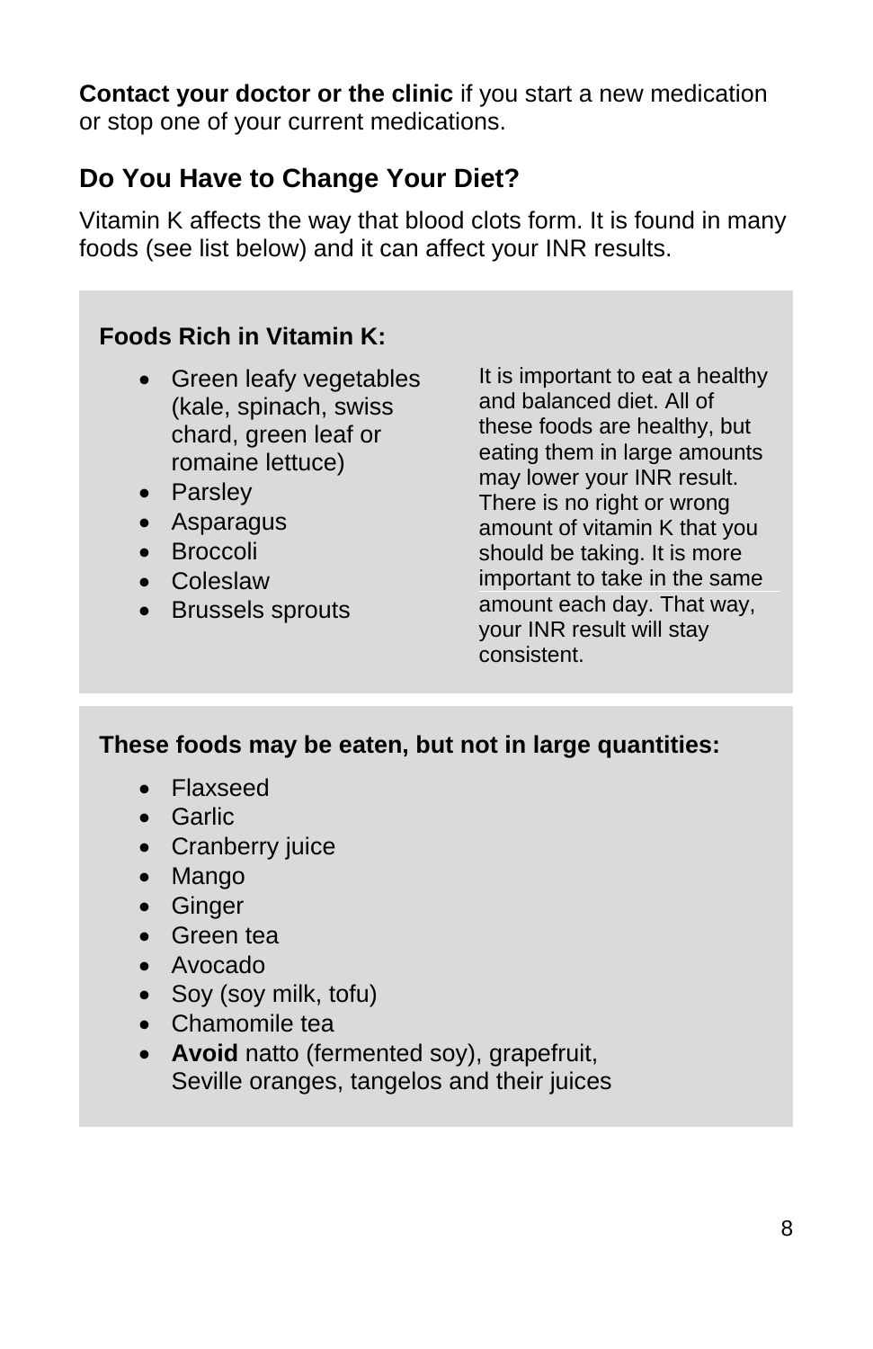**Contact your doctor or the clinic** if you start a new medication or stop one of your current medications.

## Do You Have to Change Your Diet?

Vitamin K affects the way that blood clots form. It is found in many foods (see list below) and it can affect your INR results.

**Foods Rich in Vitamin K:**

- Green leafy vegetables (kale, spinach, swiss chard, green leaf or romaine lettuce)
- Parsley
- Asparagus
- Broccoli
- Coleslaw
- Brussels sprouts

It is important to eat a healthy and balanced diet. All of these foods are healthy, but eating them in large amounts may lower your INR result. There is no right or wrong amount of vitamin K that you should be taking. It is more important to take in the same amount each day. That way, your INR result will stay consistent.

**These foods may be eaten, but not in large quantities:**

- Flaxseed
- Garlic
- Cranberry juice
- Mango
- Ginger
- Green tea
- Avocado
- Soy (soy milk, tofu)
- Chamomile tea
- **Avoid** natto (fermented soy), grapefruit, Seville oranges, tangelos and their juices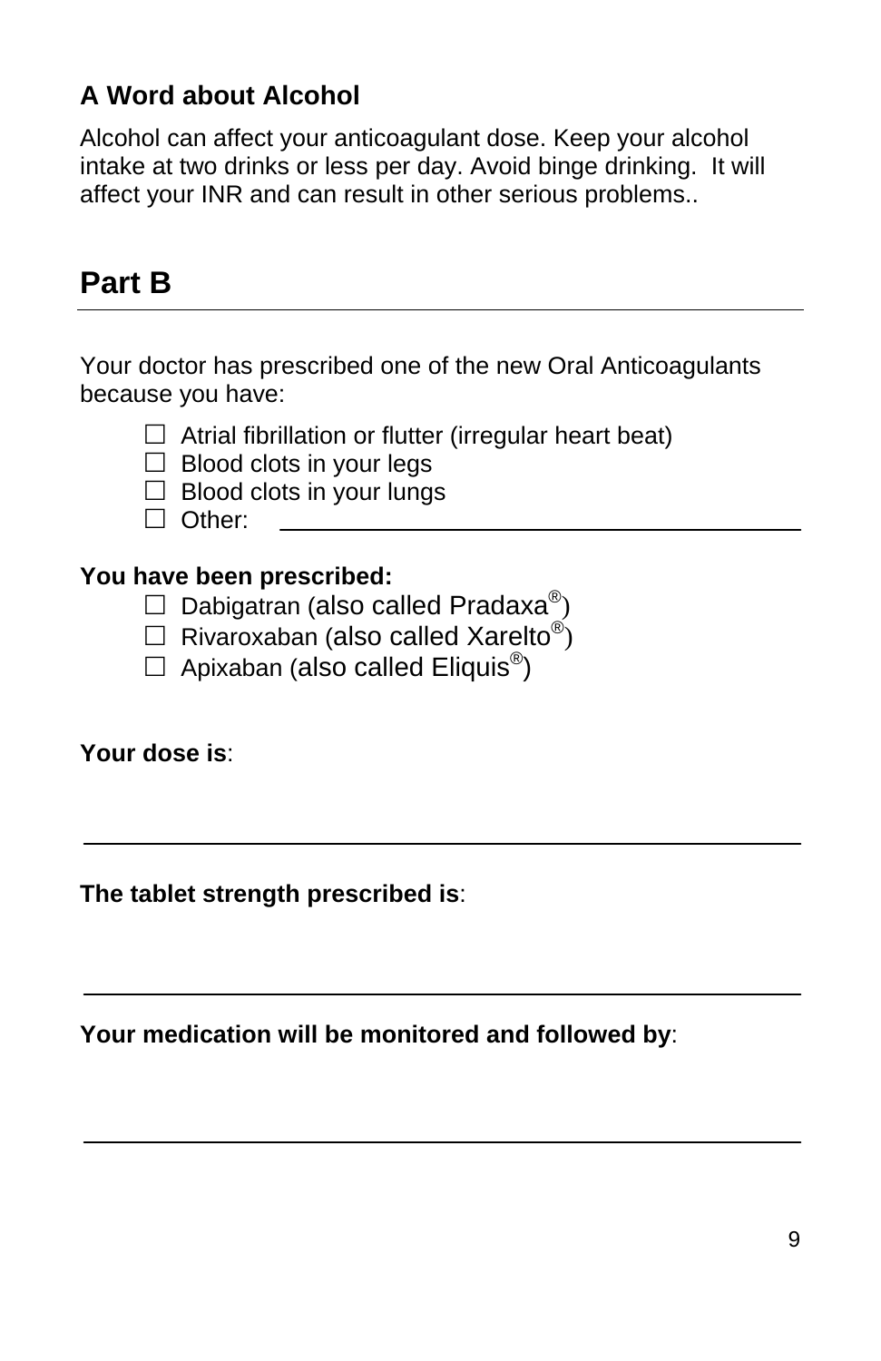### A Word about Alcohol

Alcohol can affect your anticoagulant dose. Keep your alcohol intake at two drinks or less per day. Avoid binge drinking. It will affect your INR and can result in other serious problems..

## Part B

---

Your doctor has prescribed one of the new Oral Anticoagulants because you have:

- ☐ Atrial fibrillation or flutter (irregular heart beat)
- ☐ Blood clots in your legs
- ☐ Blood clots in your lungs
- ☐ Other: ________________________________

**You have been prescribed:**

- ☐ Dabigatran (also called Pradaxa®)
- ☐ Rivaroxaban (also called Xarelto®)
- ☐ Apixaban (also called Eliquis®)

**Your dose is**:

________________________________________________

**The tablet strength prescribed is**:

________________________________________________

**Your medication will be monitored and followed by**:

________________________________________________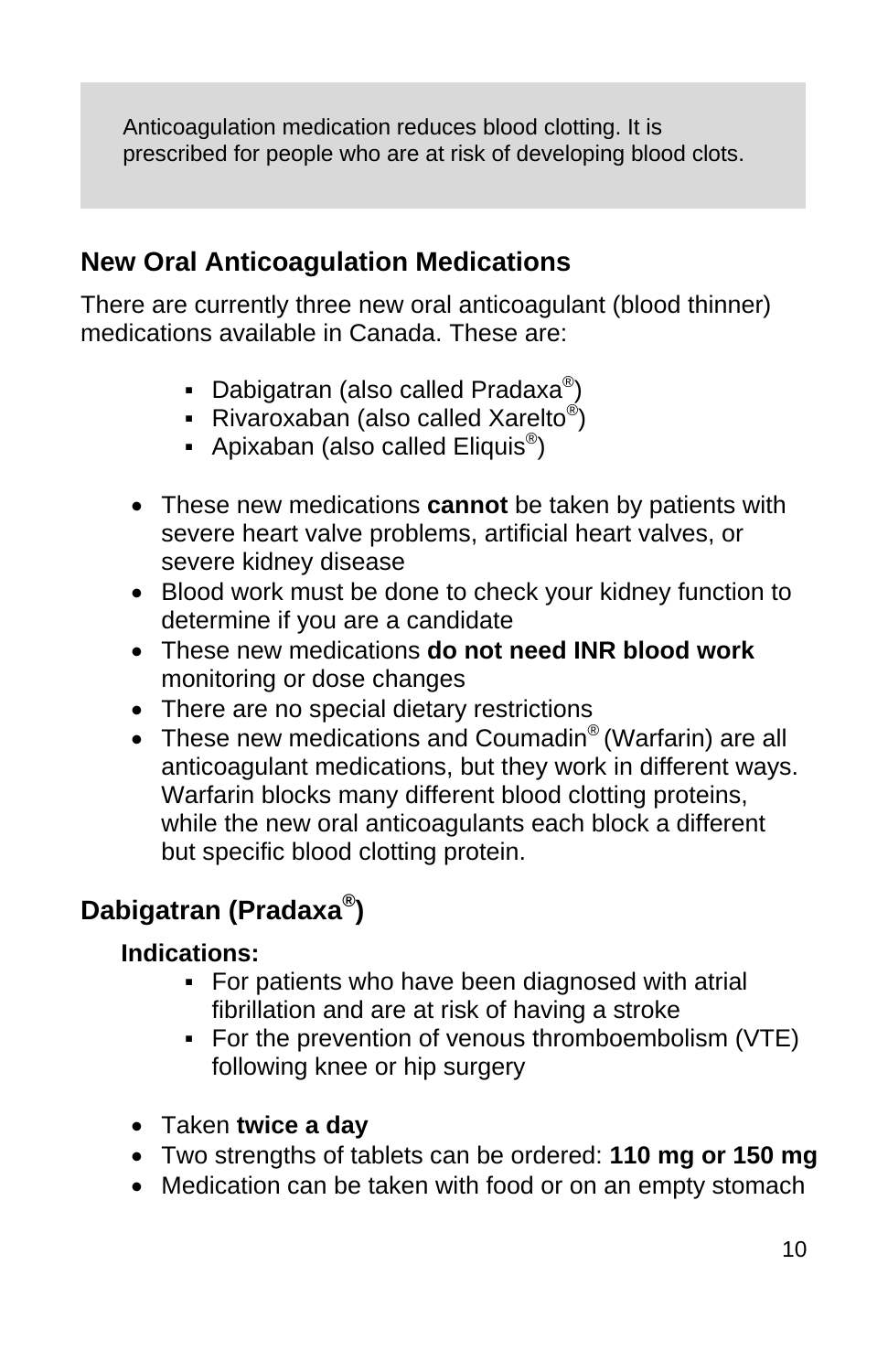> Anticoagulation medication reduces blood clotting. It is prescribed for people who are at risk of developing blood clots.

## New Oral Anticoagulation Medications

There are currently three new oral anticoagulant (blood thinner) medications available in Canada. These are:

- Dabigatran (also called Pradaxa®)
- Rivaroxaban (also called Xarelto®)
- Apixaban (also called Eliquis®)

- These new medications **cannot** be taken by patients with severe heart valve problems, artificial heart valves, or severe kidney disease
- Blood work must be done to check your kidney function to determine if you are a candidate
- These new medications **do not need INR blood work** monitoring or dose changes
- There are no special dietary restrictions
- These new medications and Coumadin® (Warfarin) are all anticoagulant medications, but they work in different ways. Warfarin blocks many different blood clotting proteins, while the new oral anticoagulants each block a different but specific blood clotting protein.

## Dabigatran (Pradaxa®)

**Indications:**

- For patients who have been diagnosed with atrial fibrillation and are at risk of having a stroke
- For the prevention of venous thromboembolism (VTE) following knee or hip surgery

- Taken **twice a day**
- Two strengths of tablets can be ordered: **110 mg or 150 mg**
- Medication can be taken with food or on an empty stomach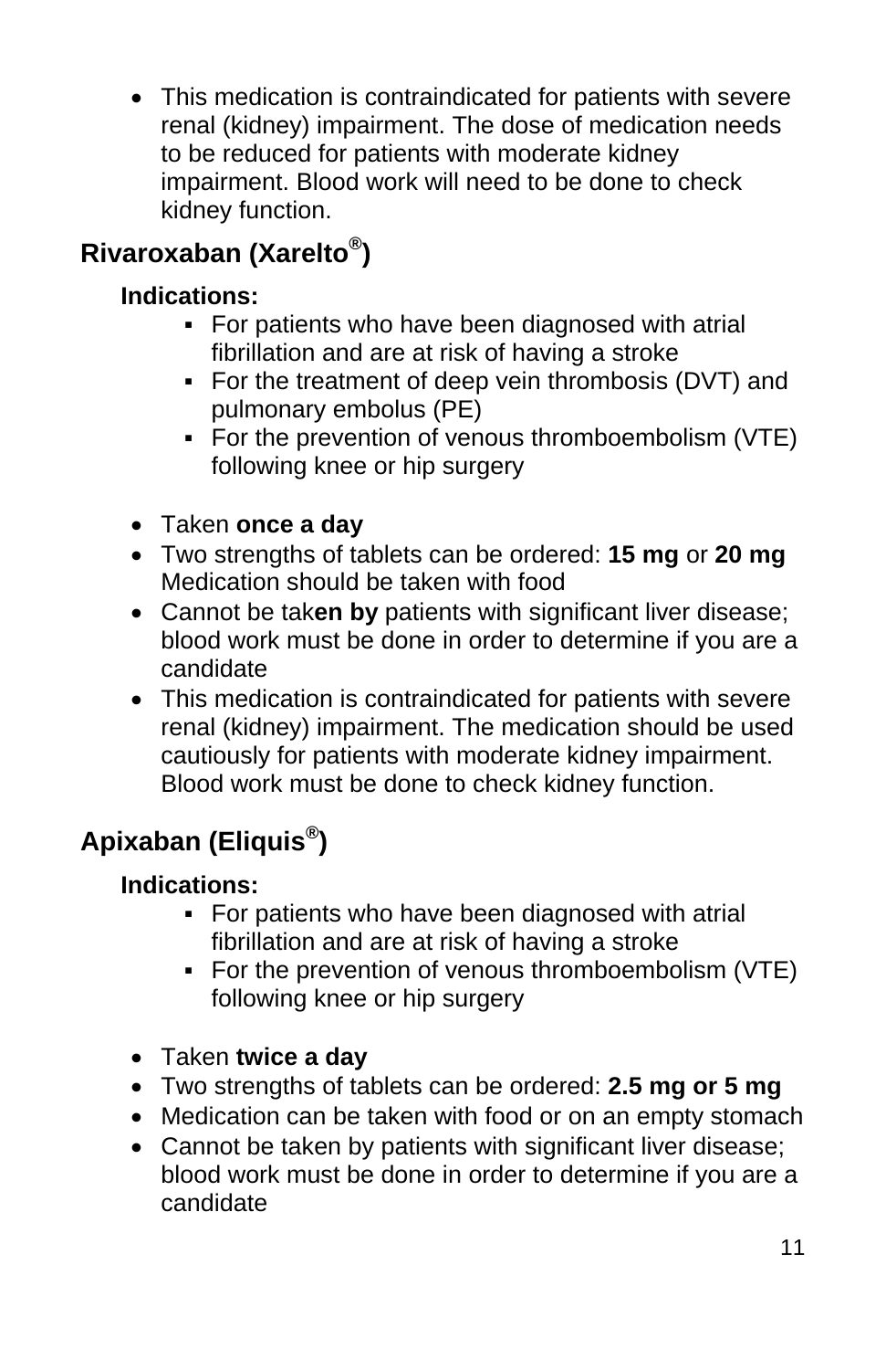- This medication is contraindicated for patients with severe renal (kidney) impairment. The dose of medication needs to be reduced for patients with moderate kidney impairment. Blood work will need to be done to check kidney function.

## Rivaroxaban (Xarelto®)

**Indications:**

- For patients who have been diagnosed with atrial fibrillation and are at risk of having a stroke
- For the treatment of deep vein thrombosis (DVT) and pulmonary embolus (PE)
- For the prevention of venous thromboembolism (VTE) following knee or hip surgery

- Taken **once a day**
- Two strengths of tablets can be ordered: **15 mg** or **20 mg** Medication should be taken with food
- Cannot be tak**en by** patients with significant liver disease; blood work must be done in order to determine if you are a candidate
- This medication is contraindicated for patients with severe renal (kidney) impairment. The medication should be used cautiously for patients with moderate kidney impairment. Blood work must be done to check kidney function.

## Apixaban (Eliquis®)

**Indications:**

- For patients who have been diagnosed with atrial fibrillation and are at risk of having a stroke
- For the prevention of venous thromboembolism (VTE) following knee or hip surgery

- Taken **twice a day**
- Two strengths of tablets can be ordered: **2.5 mg or 5 mg**
- Medication can be taken with food or on an empty stomach
- Cannot be taken by patients with significant liver disease; blood work must be done in order to determine if you are a candidate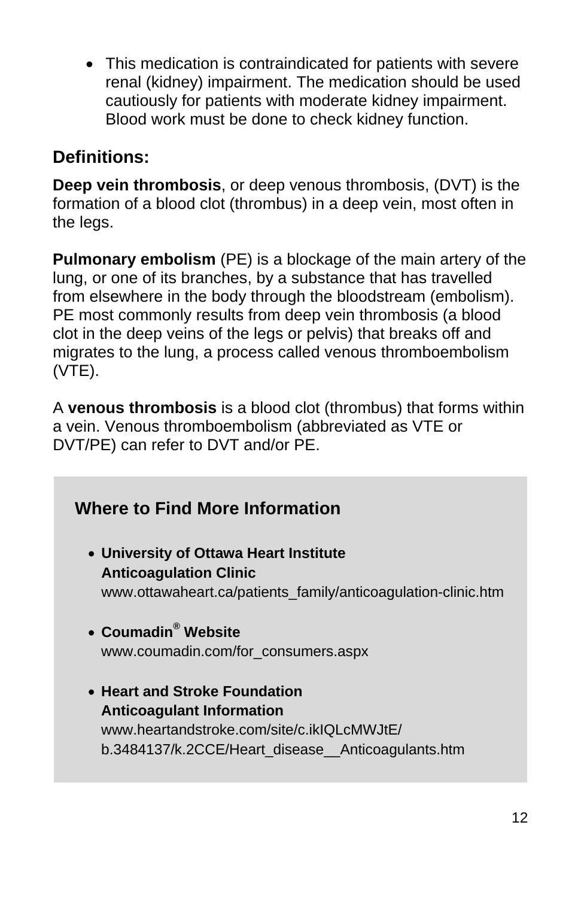- This medication is contraindicated for patients with severe renal (kidney) impairment. The medication should be used cautiously for patients with moderate kidney impairment. Blood work must be done to check kidney function.

## Definitions:

**Deep vein thrombosis**, or deep venous thrombosis, (DVT) is the formation of a blood clot (thrombus) in a deep vein, most often in the legs.

**Pulmonary embolism** (PE) is a blockage of the main artery of the lung, or one of its branches, by a substance that has travelled from elsewhere in the body through the bloodstream (embolism). PE most commonly results from deep vein thrombosis (a blood clot in the deep veins of the legs or pelvis) that breaks off and migrates to the lung, a process called venous thromboembolism (VTE).

A **venous thrombosis** is a blood clot (thrombus) that forms within a vein. Venous thromboembolism (abbreviated as VTE or DVT/PE) can refer to DVT and/or PE.

## Where to Find More Information

- **University of Ottawa Heart Institute Anticoagulation Clinic**
  www.ottawaheart.ca/patients_family/anticoagulation-clinic.htm

- **Coumadin® Website**
  www.coumadin.com/for_consumers.aspx

- **Heart and Stroke Foundation Anticoagulant Information**
  www.heartandstroke.com/site/c.ikIQLcMWJtE/b.3484137/k.2CCE/Heart_disease__Anticoagulants.htm